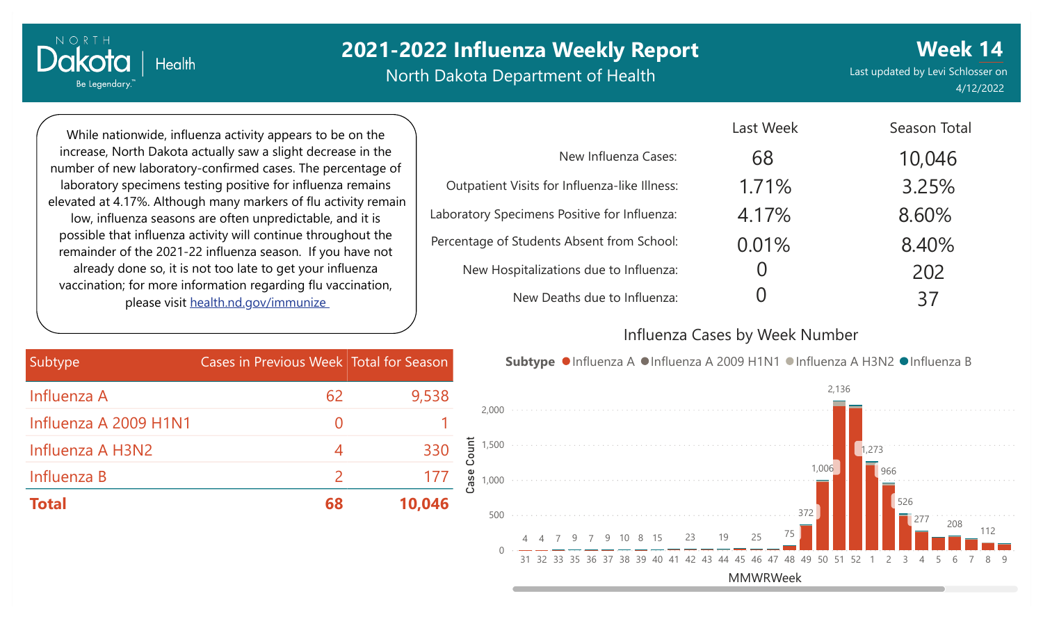NORTH Dakota | Health
Be Legendary.

# 2021-2022 Influenza Weekly Report

North Dakota Department of Health

## Week 14

Last updated by Levi Schlosser on 4/12/2022

While nationwide, influenza activity appears to be on the increase, North Dakota actually saw a slight decrease in the number of new laboratory-confirmed cases. The percentage of laboratory specimens testing positive for influenza remains elevated at 4.17%. Although many markers of flu activity remain low, influenza seasons are often unpredictable, and it is possible that influenza activity will continue throughout the remainder of the 2021-22 influenza season. If you have not already done so, it is not too late to get your influenza vaccination; for more information regarding flu vaccination, please visit [health.nd.gov/immunize](health.nd.gov/immunize)

| | Last Week | Season Total |
|---|---|---|
| New Influenza Cases: | 68 | 10,046 |
| Outpatient Visits for Influenza-like Illness: | 1.71% | 3.25% |
| Laboratory Specimens Positive for Influenza: | 4.17% | 8.60% |
| Percentage of Students Absent from School: | 0.01% | 8.40% |
| New Hospitalizations due to Influenza: | 0 | 202 |
| New Deaths due to Influenza: | 0 | 37 |

| Subtype | Cases in Previous Week | Total for Season |
|---|---|---|
| Influenza A | 62 | 9,538 |
| Influenza A 2009 H1N1 | 0 | 1 |
| Influenza A H3N2 | 4 | 330 |
| Influenza B | 2 | 177 |
| **Total** | **68** | **10,046** |

### Influenza Cases by Week Number

Subtype: Influenza A, Influenza A 2009 H1N1, Influenza A H3N2, Influenza B

| MMWRWeek | 31 | 32 | 33 | 35 | 36 | 37 | 38 | 39 | 40 | 41 | 42 | 43 | 44 | 45 | 46 | 47 | 48 | 49 | 50 | 51 | 52 | 1 | 2 | 3 | 4 | 5 | 6 | 7 | 8 | 9 |
|---|---|---|---|---|---|---|---|---|---|---|---|---|---|---|---|---|---|---|---|---|---|---|---|---|---|---|---|---|---|---|
| Case Count | 4 | 4 | 7 | 9 | 7 | 9 | 10 | 8 | 15 | | 23 | | 19 | | 25 | | 75 | 372 | 1,006 | 2,136 | | 1,273 | 966 | 526 | 277 | | 208 | | 112 | |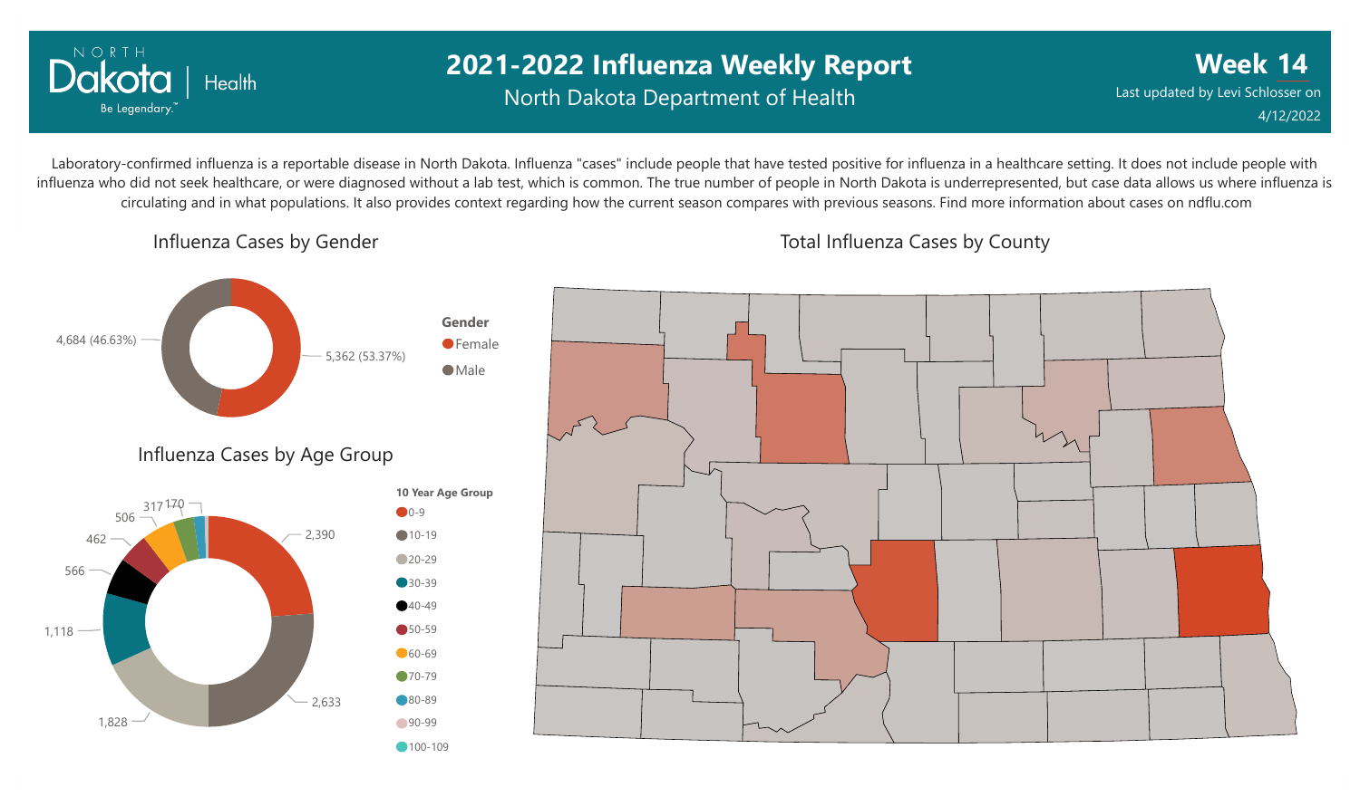# 2021-2022 Influenza Weekly Report

North Dakota Department of Health

**Week 14**

Last updated by Levi Schlosser on 4/12/2022

Laboratory-confirmed influenza is a reportable disease in North Dakota. Influenza "cases" include people that have tested positive for influenza in a healthcare setting. It does not include people with influenza who did not seek healthcare, or were diagnosed without a lab test, which is common. The true number of people in North Dakota is underrepresented, but case data allows us where influenza is circulating and in what populations. It also provides context regarding how the current season compares with previous seasons. Find more information about cases on ndflu.com

## Influenza Cases by Gender

| Gender | Cases |
| --- | --- |
| Female | 5,362 (53.37%) |
| Male | 4,684 (46.63%) |

## Influenza Cases by Age Group

| 10 Year Age Group | Cases |
| --- | --- |
| 0-9 | 2,390 |
| 10-19 | 2,633 |
| 20-29 | 1,828 |
| 30-39 | 1,118 |
| 40-49 | 566 |
| 50-59 | 462 |
| 60-69 | 506 |
| 70-79 | 317 |
| 80-89 | 170 |
| 90-99 | |
| 100-109 | |

## Total Influenza Cases by County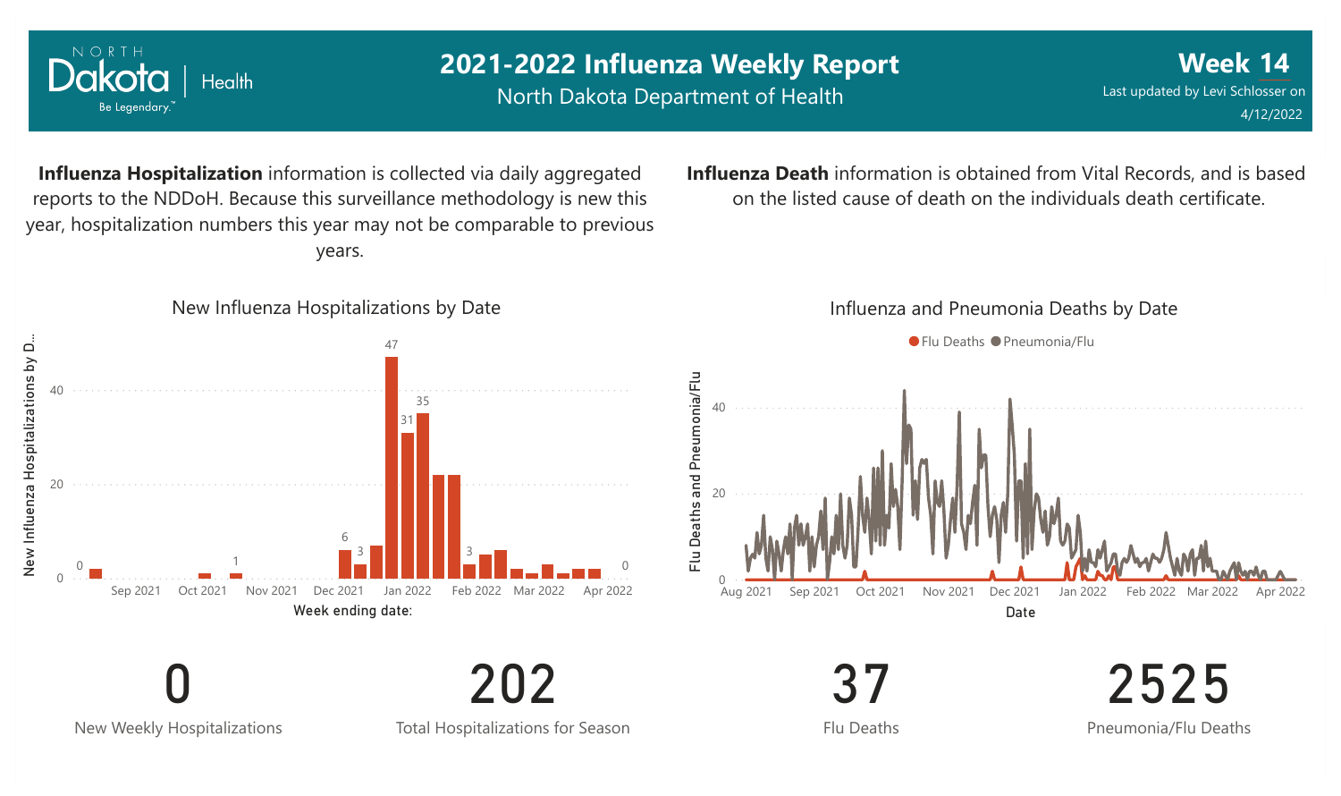# 2021-2022 Influenza Weekly Report

North Dakota Department of Health

**Week 14**

Last updated by Levi Schlosser on 4/12/2022

**Influenza Hospitalization** information is collected via daily aggregated reports to the NDDoH. Because this surveillance methodology is new this year, hospitalization numbers this year may not be comparable to previous years.

**Influenza Death** information is obtained from Vital Records, and is based on the listed cause of death on the individuals death certificate.

## New Influenza Hospitalizations by Date

## Influenza and Pneumonia Deaths by Date

| 0 | 202 | 37 | 2525 |
|---|---|---|---|
| New Weekly Hospitalizations | Total Hospitalizations for Season | Flu Deaths | Pneumonia/Flu Deaths |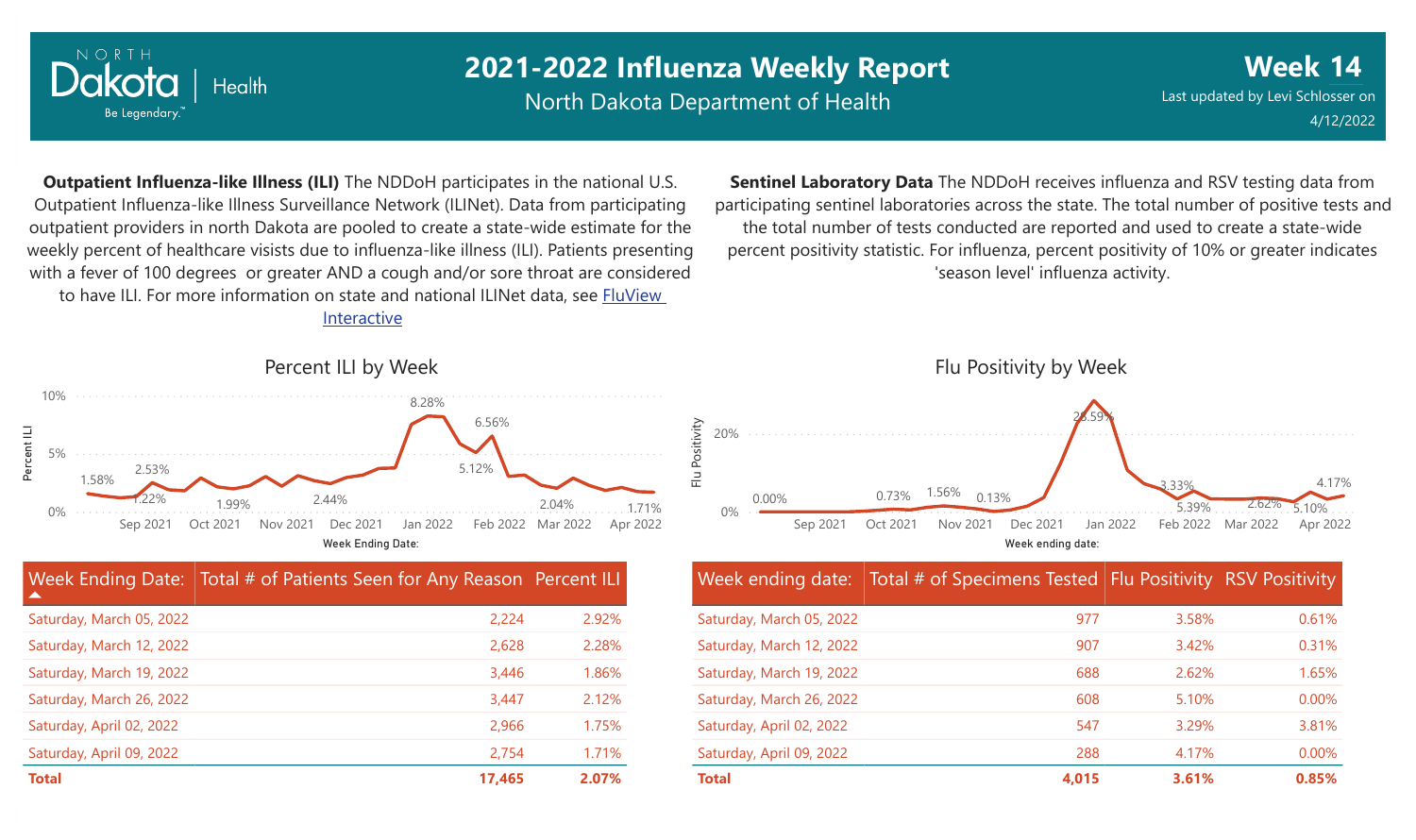# 2021-2022 Influenza Weekly Report

North Dakota Department of Health

**Week 14**

Last updated by Levi Schlosser on 4/12/2022

**Outpatient Influenza-like Illness (ILI)** The NDDoH participates in the national U.S. Outpatient Influenza-like Illness Surveillance Network (ILINet). Data from participating outpatient providers in north Dakota are pooled to create a state-wide estimate for the weekly percent of healthcare visists due to influenza-like illness (ILI). Patients presenting with a fever of 100 degrees or greater AND a cough and/or sore throat are considered to have ILI. For more information on state and national ILINet data, see FluView Interactive

**Sentinel Laboratory Data** The NDDoH receives influenza and RSV testing data from participating sentinel laboratories across the state. The total number of positive tests and the total number of tests conducted are reported and used to create a state-wide percent positivity statistic. For influenza, percent positivity of 10% or greater indicates 'season level' influenza activity.

## Percent ILI by Week

| Week Ending Date: | Total # of Patients Seen for Any Reason | Percent ILI |
|---|---|---|
| Saturday, March 05, 2022 | 2,224 | 2.92% |
| Saturday, March 12, 2022 | 2,628 | 2.28% |
| Saturday, March 19, 2022 | 3,446 | 1.86% |
| Saturday, March 26, 2022 | 3,447 | 2.12% |
| Saturday, April 02, 2022 | 2,966 | 1.75% |
| Saturday, April 09, 2022 | 2,754 | 1.71% |
| **Total** | **17,465** | **2.07%** |

## Flu Positivity by Week

| Week ending date: | Total # of Specimens Tested | Flu Positivity | RSV Positivity |
|---|---|---|---|
| Saturday, March 05, 2022 | 977 | 3.58% | 0.61% |
| Saturday, March 12, 2022 | 907 | 3.42% | 0.31% |
| Saturday, March 19, 2022 | 688 | 2.62% | 1.65% |
| Saturday, March 26, 2022 | 608 | 5.10% | 0.00% |
| Saturday, April 02, 2022 | 547 | 3.29% | 3.81% |
| Saturday, April 09, 2022 | 288 | 4.17% | 0.00% |
| **Total** | **4,015** | **3.61%** | **0.85%** |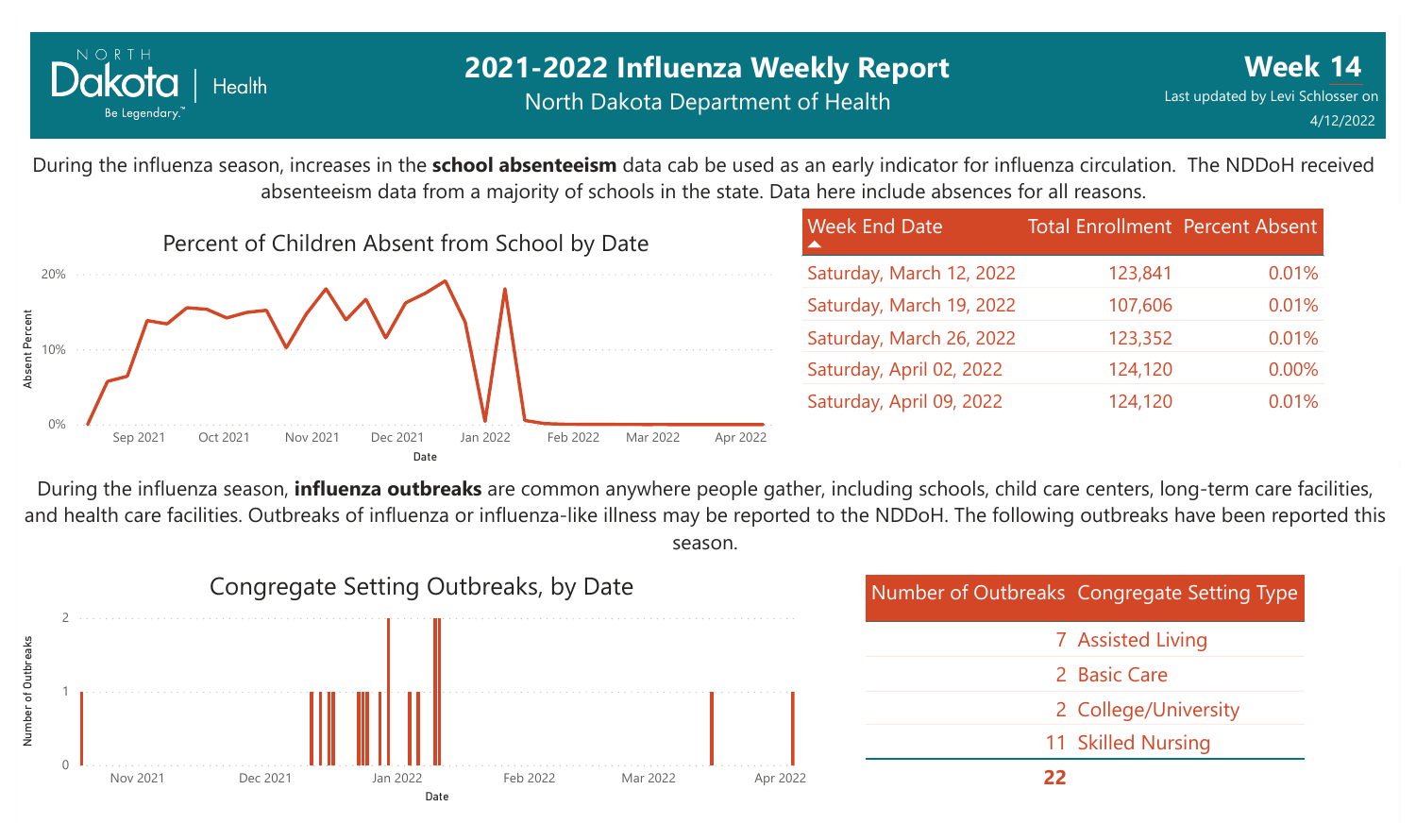# 2021-2022 Influenza Weekly Report

North Dakota Department of Health

**Week 14**

Last updated by Levi Schlosser on 4/12/2022

During the influenza season, increases in the **school absenteeism** data cab be used as an early indicator for influenza circulation. The NDDoH received absenteeism data from a majority of schools in the state. Data here include absences for all reasons.

Percent of Children Absent from School by Date

| Week End Date | Total Enrollment | Percent Absent |
| --- | --- | --- |
| Saturday, March 12, 2022 | 123,841 | 0.01% |
| Saturday, March 19, 2022 | 107,606 | 0.01% |
| Saturday, March 26, 2022 | 123,352 | 0.01% |
| Saturday, April 02, 2022 | 124,120 | 0.00% |
| Saturday, April 09, 2022 | 124,120 | 0.01% |

During the influenza season, **influenza outbreaks** are common anywhere people gather, including schools, child care centers, long-term care facilities, and health care facilities. Outbreaks of influenza or influenza-like illness may be reported to the NDDoH. The following outbreaks have been reported this season.

Congregate Setting Outbreaks, by Date

| Number of Outbreaks | Congregate Setting Type |
| --- | --- |
| 7 | Assisted Living |
| 2 | Basic Care |
| 2 | College/University |
| 11 | Skilled Nursing |
| **22** | |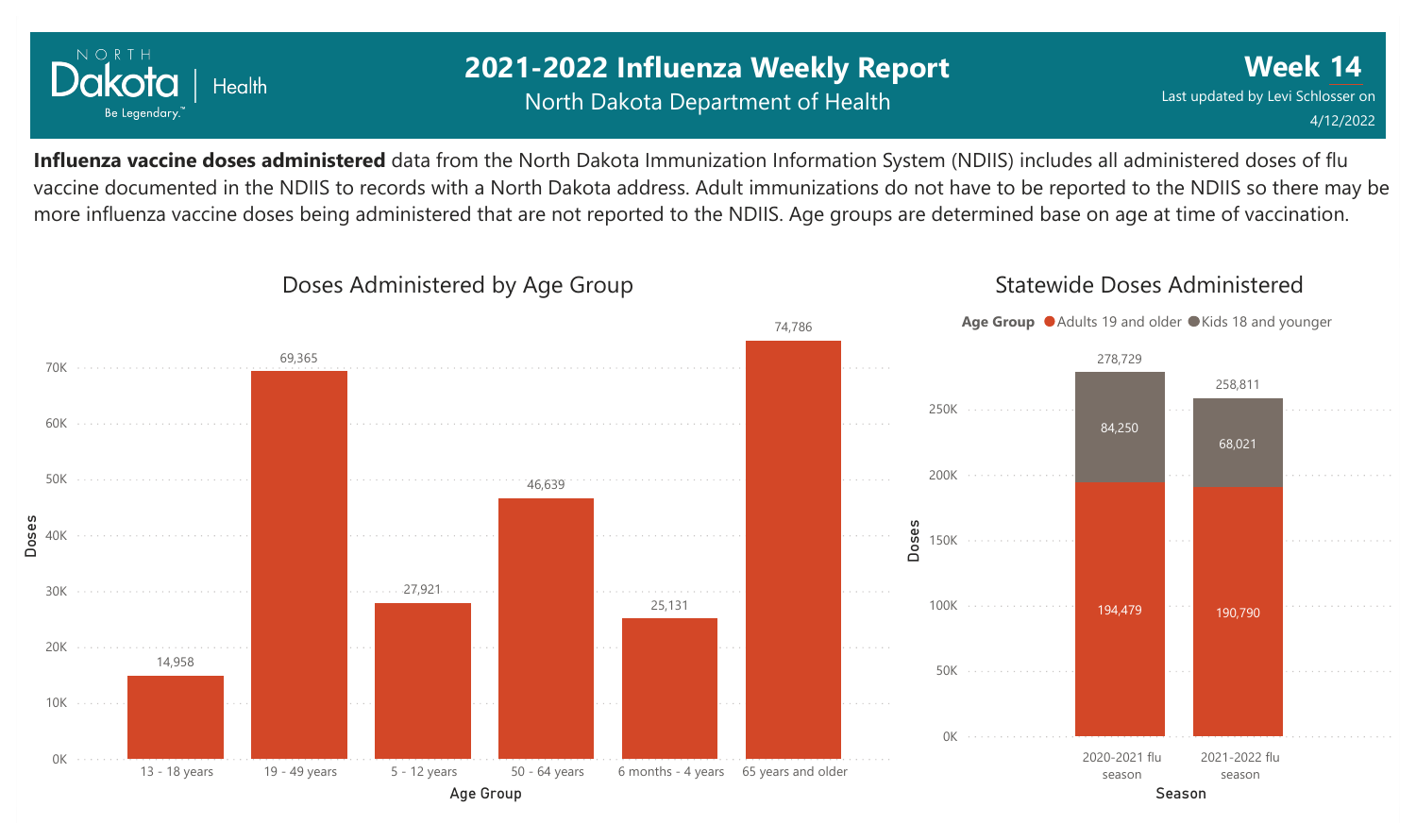# 2021-2022 Influenza Weekly Report

North Dakota Department of Health

**Week 14**

Last updated by Levi Schlosser on 4/12/2022

**Influenza vaccine doses administered** data from the North Dakota Immunization Information System (NDIIS) includes all administered doses of flu vaccine documented in the NDIIS to records with a North Dakota address. Adult immunizations do not have to be reported to the NDIIS so there may be more influenza vaccine doses being administered that are not reported to the NDIIS. Age groups are determined base on age at time of vaccination.

## Doses Administered by Age Group

| Age Group | Doses |
|---|---|
| 13 - 18 years | 14,958 |
| 19 - 49 years | 69,365 |
| 5 - 12 years | 27,921 |
| 50 - 64 years | 46,639 |
| 6 months - 4 years | 25,131 |
| 65 years and older | 74,786 |

## Statewide Doses Administered

| Season | Adults 19 and older | Kids 18 and younger | Total |
|---|---|---|---|
| 2020-2021 flu season | 194,479 | 84,250 | 278,729 |
| 2021-2022 flu season | 190,790 | 68,021 | 258,811 |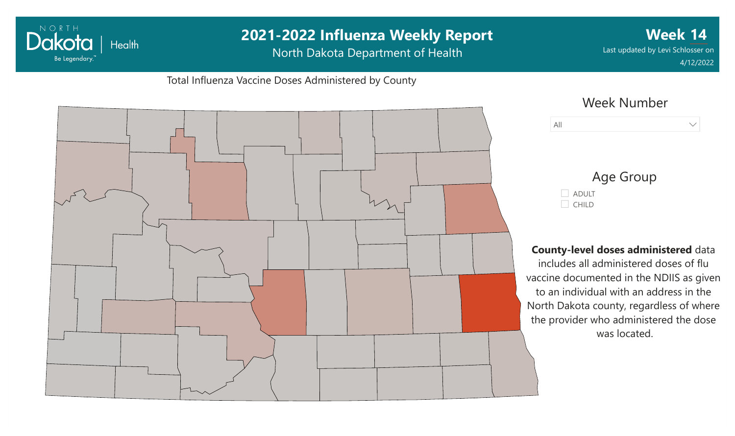# 2021-2022 Influenza Weekly Report

North Dakota Department of Health

**Week 14**

Last updated by Levi Schlosser on 4/12/2022

Total Influenza Vaccine Doses Administered by County

Week Number

All

Age Group

- ADULT
- CHILD

**County-level doses administered** data includes all administered doses of flu vaccine documented in the NDIIS as given to an individual with an address in the North Dakota county, regardless of where the provider who administered the dose was located.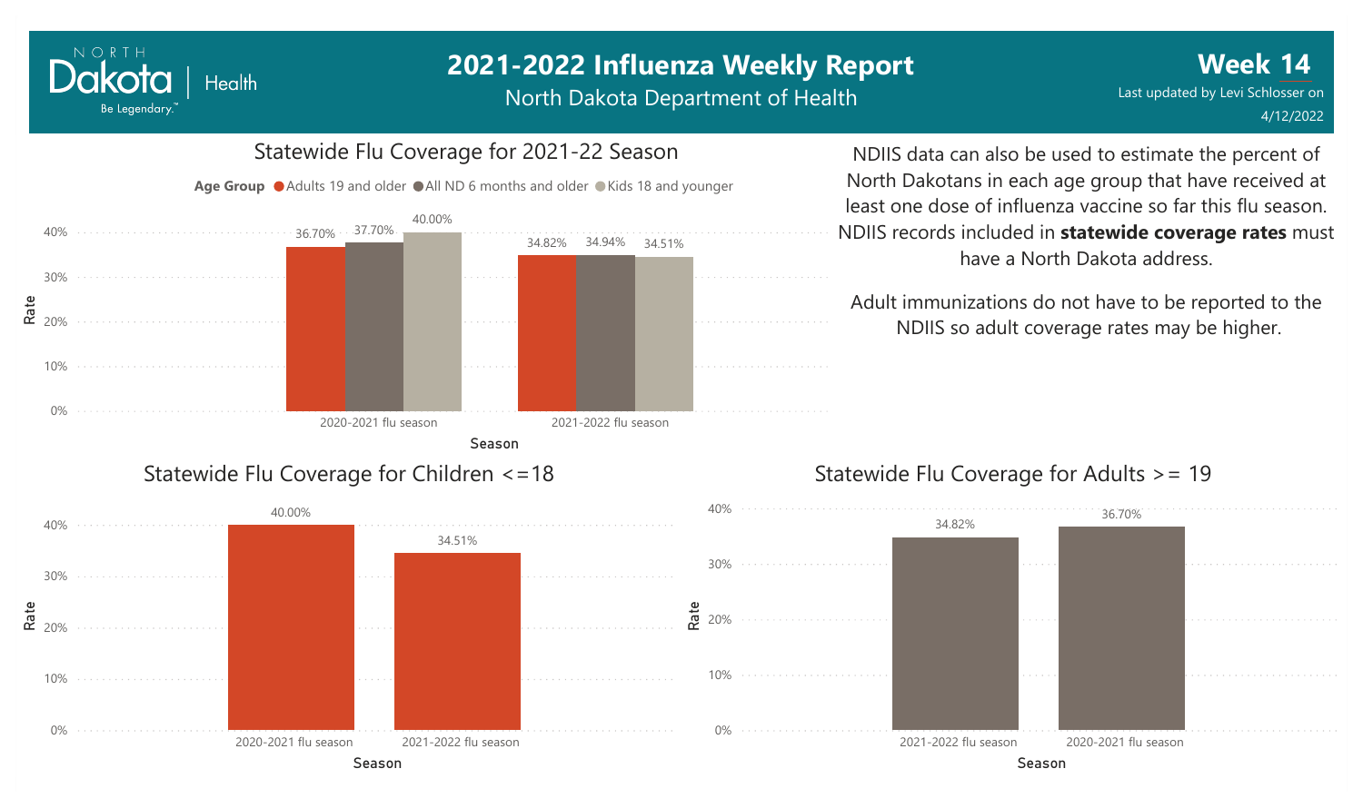# 2021-2022 Influenza Weekly Report

North Dakota Department of Health

**Week 14**

Last updated by Levi Schlosser on 4/12/2022

## Statewide Flu Coverage for 2021-22 Season

Age Group: Adults 19 and older, All ND 6 months and older, Kids 18 and younger

| Season | Adults 19 and older | All ND 6 months and older | Kids 18 and younger |
|---|---|---|---|
| 2020-2021 flu season | 36.70% | 37.70% | 40.00% |
| 2021-2022 flu season | 34.82% | 34.94% | 34.51% |

NDIIS data can also be used to estimate the percent of North Dakotans in each age group that have received at least one dose of influenza vaccine so far this flu season. NDIIS records included in **statewide coverage rates** must have a North Dakota address.

Adult immunizations do not have to be reported to the NDIIS so adult coverage rates may be higher.

## Statewide Flu Coverage for Children <=18

| Season | Rate |
|---|---|
| 2020-2021 flu season | 40.00% |
| 2021-2022 flu season | 34.51% |

## Statewide Flu Coverage for Adults >= 19

| Season | Rate |
|---|---|
| 2021-2022 flu season | 34.82% |
| 2020-2021 flu season | 36.70% |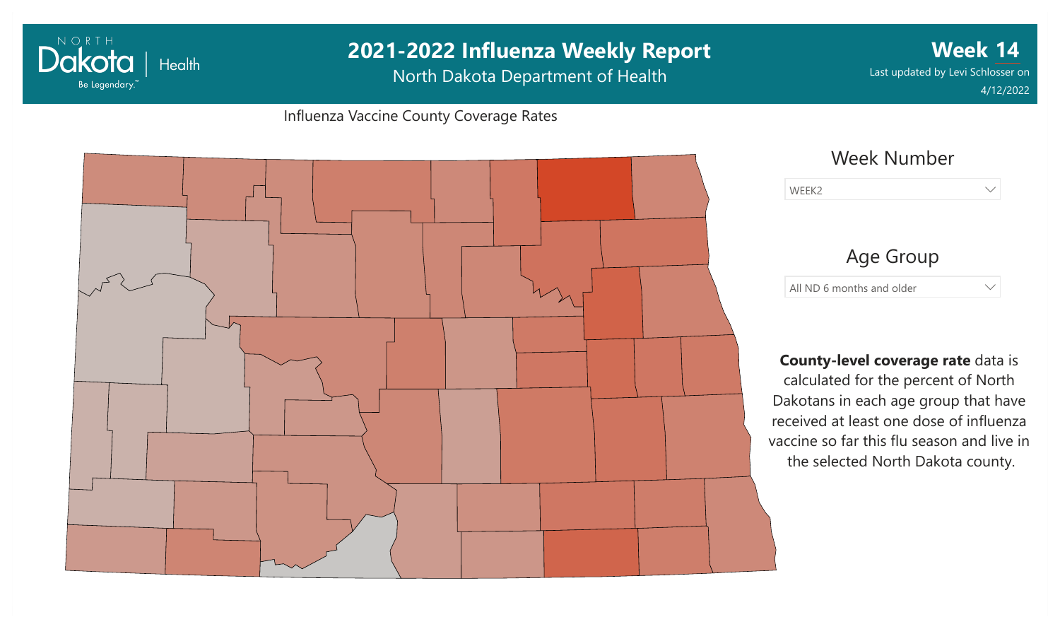NORTH Dakota | Health

Be Legendary.

# 2021-2022 Influenza Weekly Report

North Dakota Department of Health

**Week 14**

Last updated by Levi Schlosser on 4/12/2022

Influenza Vaccine County Coverage Rates

Week Number

WEEK2

Age Group

All ND 6 months and older

**County-level coverage rate** data is calculated for the percent of North Dakotans in each age group that have received at least one dose of influenza vaccine so far this flu season and live in the selected North Dakota county.